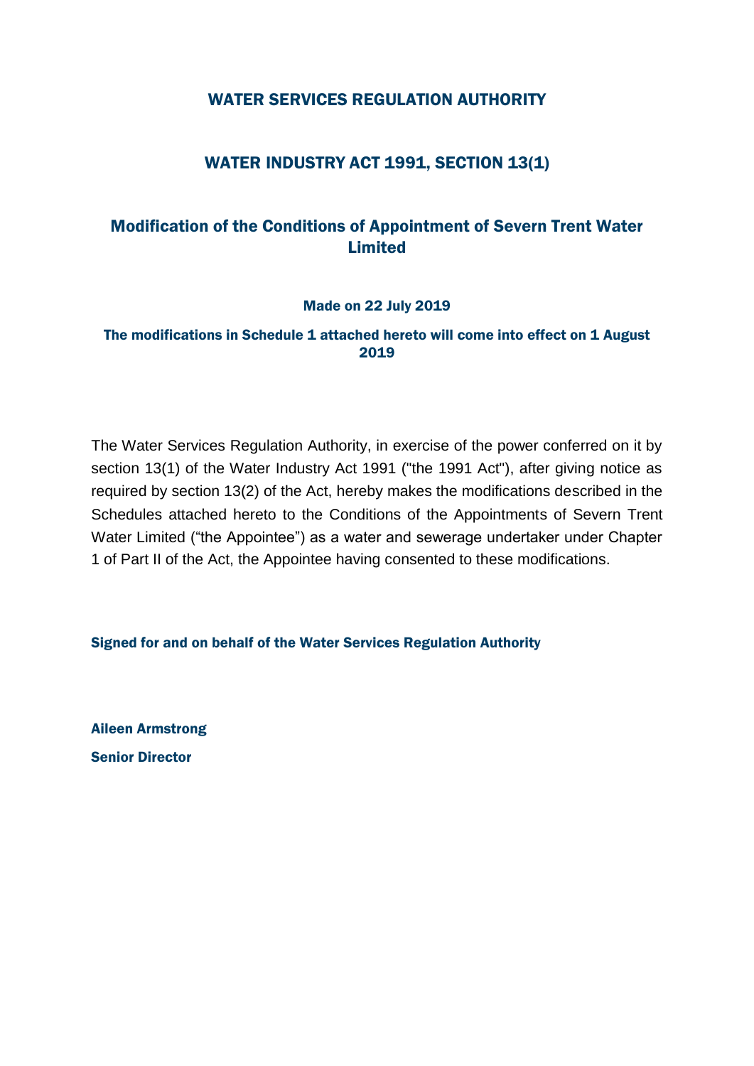# WATER SERVICES REGULATION AUTHORITY

## WATER INDUSTRY ACT 1991, SECTION 13(1)

## Modification of the Conditions of Appointment of Severn Trent Water Limited

**Made on 22 July 2019**

**The modifications in Schedule 1 attached hereto will come into effect on 1 August 2019**

The Water Services Regulation Authority, in exercise of the power conferred on it by section 13(1) of the Water Industry Act 1991 ("the 1991 Act"), after giving notice as required by section 13(2) of the Act, hereby makes the modifications described in the Schedules attached hereto to the Conditions of the Appointments of Severn Trent Water Limited ("the Appointee") as a water and sewerage undertaker under Chapter 1 of Part II of the Act, the Appointee having consented to these modifications.

**Signed for and on behalf of the Water Services Regulation Authority**

**Aileen Armstrong**

**Senior Director**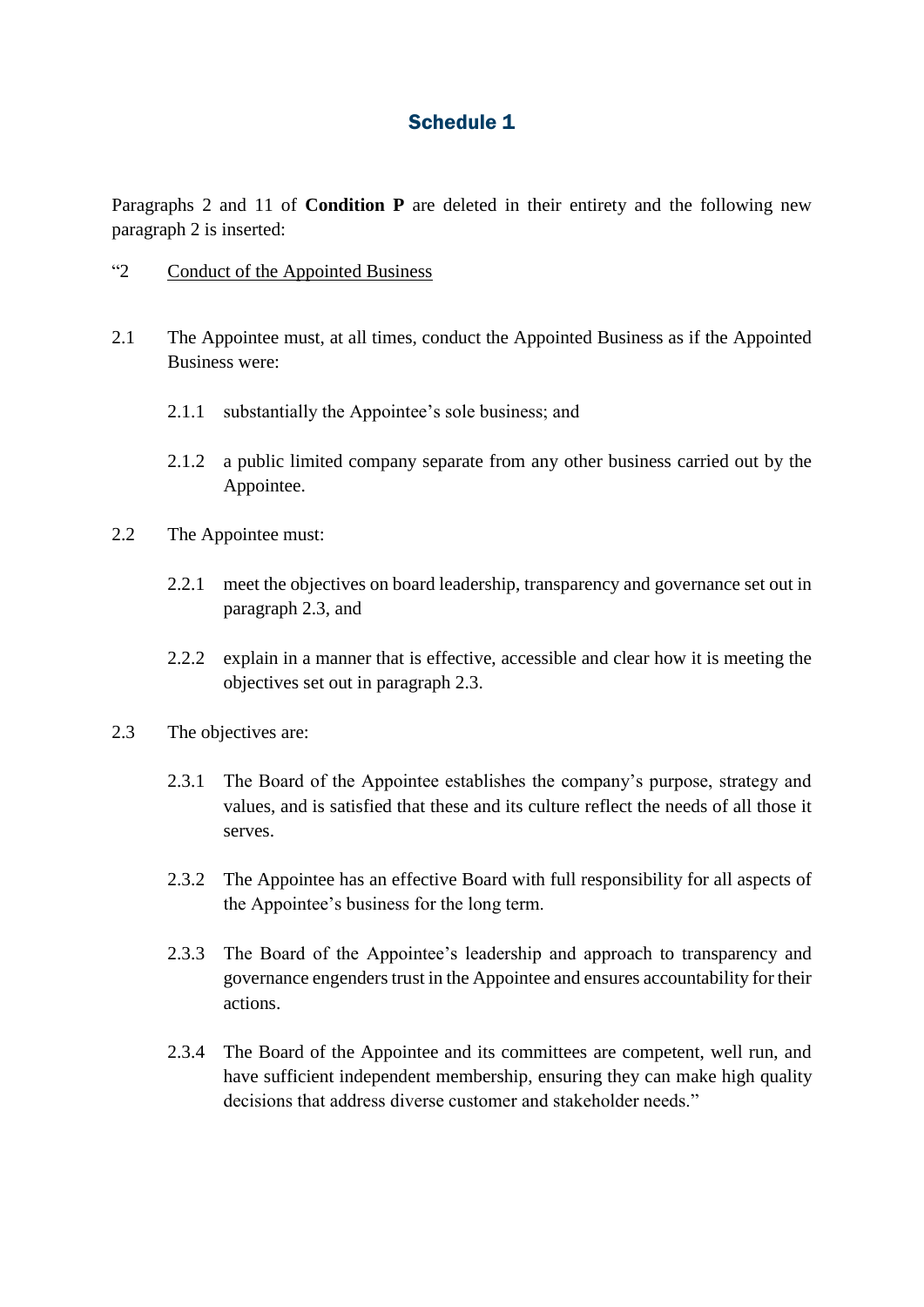## Schedule 1

Paragraphs 2 and 11 of **Condition P** are deleted in their entirety and the following new paragraph 2 is inserted:

"2 Conduct of the Appointed Business

2.1 The Appointee must, at all times, conduct the Appointed Business as if the Appointed Business were:

2.1.1 substantially the Appointee's sole business; and

2.1.2 a public limited company separate from any other business carried out by the Appointee.

2.2 The Appointee must:

2.2.1 meet the objectives on board leadership, transparency and governance set out in paragraph 2.3, and

2.2.2 explain in a manner that is effective, accessible and clear how it is meeting the objectives set out in paragraph 2.3.

2.3 The objectives are:

2.3.1 The Board of the Appointee establishes the company's purpose, strategy and values, and is satisfied that these and its culture reflect the needs of all those it serves.

2.3.2 The Appointee has an effective Board with full responsibility for all aspects of the Appointee's business for the long term.

2.3.3 The Board of the Appointee's leadership and approach to transparency and governance engenders trust in the Appointee and ensures accountability for their actions.

2.3.4 The Board of the Appointee and its committees are competent, well run, and have sufficient independent membership, ensuring they can make high quality decisions that address diverse customer and stakeholder needs."